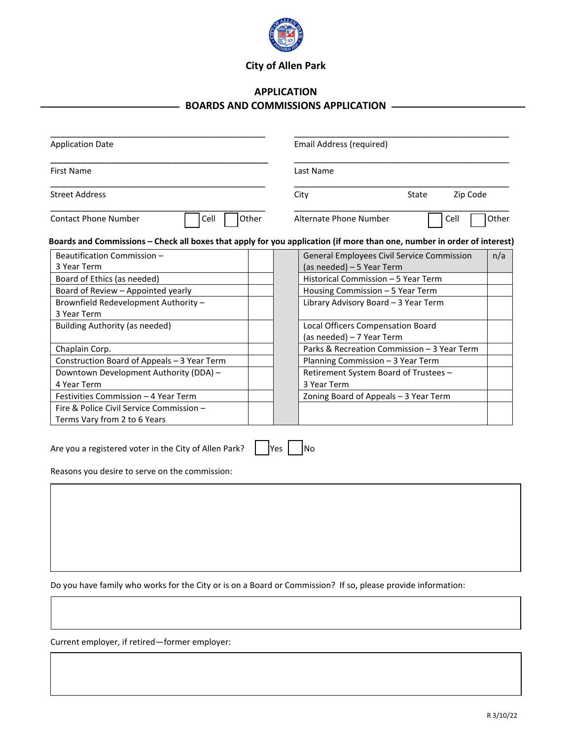City of Allen Park

## APPLICATION

## BOARDS AND COMMISSIONS APPLICATION

Application Date ______________________ Email Address (required) ______________________

First Name ______________________ Last Name ______________________

Street Address ______________________ City ______ State ______ Zip Code ______

Contact Phone Number ______ ☐ Cell ☐ Other Alternate Phone Number ______ ☐ Cell ☐ Other

**Boards and Commissions – Check all boxes that apply for you application (if more than one, number in order of interest)**

| Board/Commission | | | Board/Commission | |
|---|---|---|---|---|
| Beautification Commission – 3 Year Term | | | General Employees Civil Service Commission (as needed) – 5 Year Term | n/a |
| Board of Ethics (as needed) | | | Historical Commission – 5 Year Term | |
| Board of Review – Appointed yearly | | | Housing Commission – 5 Year Term | |
| Brownfield Redevelopment Authority – 3 Year Term | | | Library Advisory Board – 3 Year Term | |
| Building Authority (as needed) | | | Local Officers Compensation Board (as needed) – 7 Year Term | |
| Chaplain Corp. | | | Parks & Recreation Commission – 3 Year Term | |
| Construction Board of Appeals – 3 Year Term | | | Planning Commission – 3 Year Term | |
| Downtown Development Authority (DDA) – 4 Year Term | | | Retirement System Board of Trustees – 3 Year Term | |
| Festivities Commission – 4 Year Term | | | Zoning Board of Appeals – 3 Year Term | |
| Fire & Police Civil Service Commission – Terms Vary from 2 to 6 Years | | | | |

Are you a registered voter in the City of Allen Park? ☐ Yes ☐ No

Reasons you desire to serve on the commission:

Do you have family who works for the City or is on a Board or Commission? If so, please provide information:

Current employer, if retired—former employer:

R 3/10/22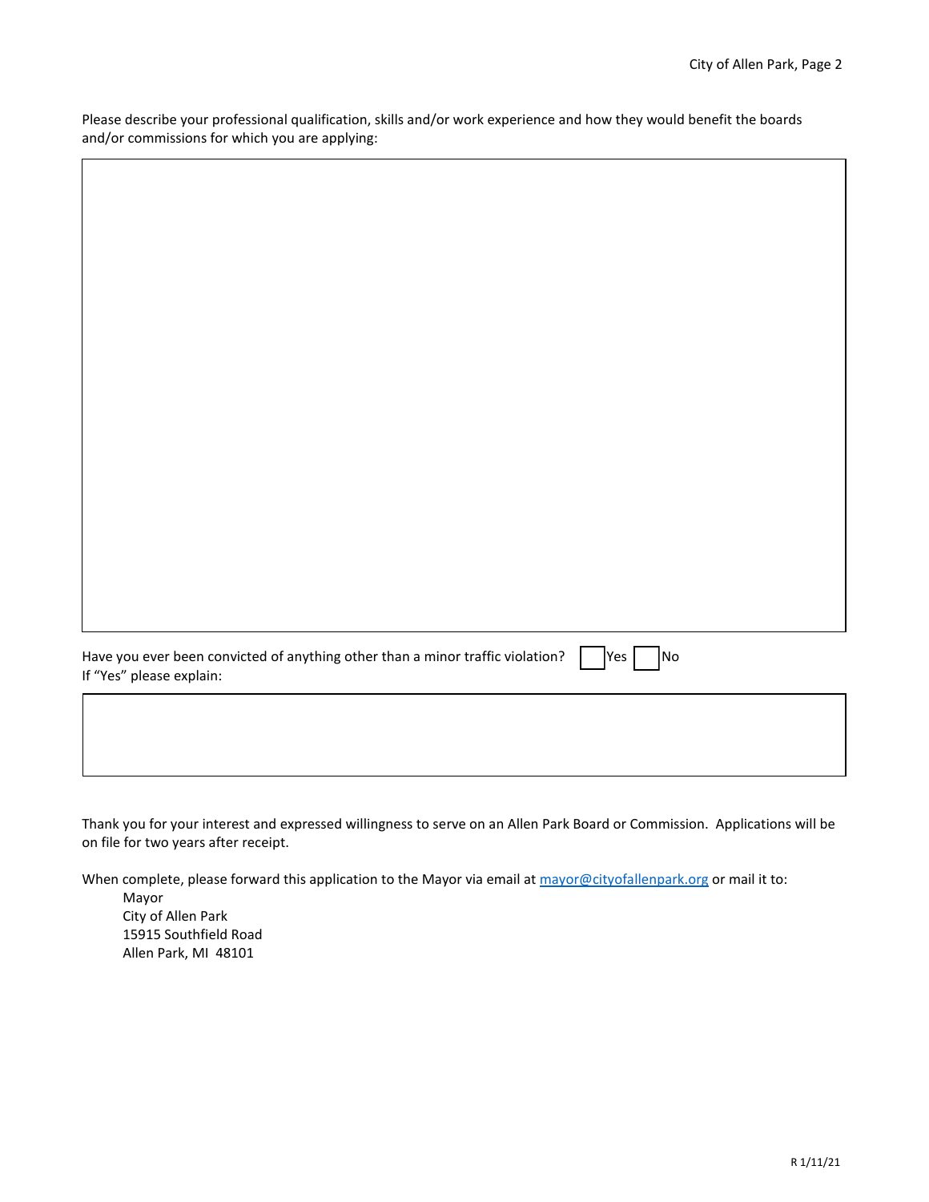Please describe your professional qualification, skills and/or work experience and how they would benefit the boards and/or commissions for for which you are applying:

Have you ever been convicted of anything other than a minor traffic violation? ☐ Yes ☐ No

If "Yes" please explain:

Thank you for your interest and expressed willingness to serve on an Allen Park Board or Commission. Applications will be on file for two years after receipt.

When complete, please forward this application to the Mayor via email at mayor@cityofallenpark.org or mail it to:

Mayor
City of Allen Park
15915 Southfield Road
Allen Park, MI 48101

R 1/11/21